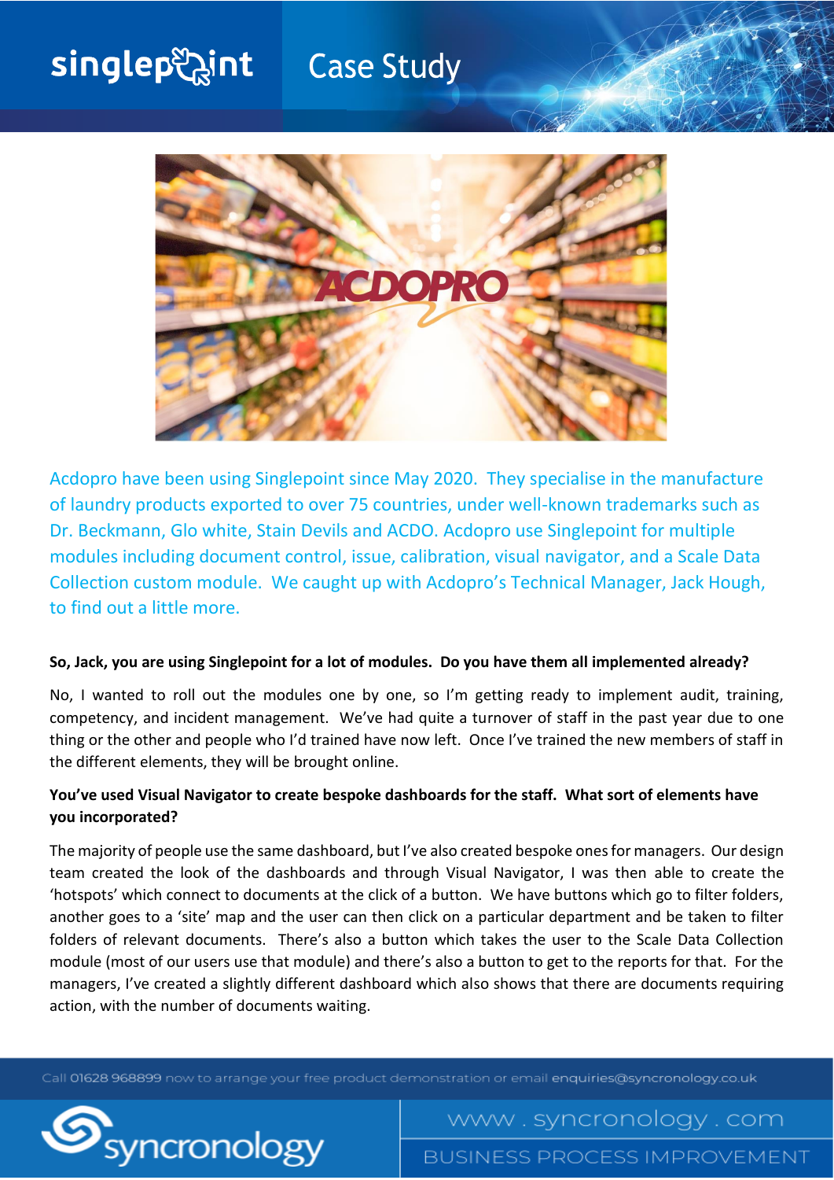# Case Study

Acdopro have been using Singlepoint since May 2020. They specialise in the manufacture of laundry products exported to over 75 countries, under well-known trademarks such as Dr. Beckmann, Glo white, Stain Devils and ACDO. Acdopro use Singlepoint for multiple modules including document control, issue, calibration, visual navigator, and a Scale Data Collection custom module. We caught up with Acdopro's Technical Manager, Jack Hough, to find out a little more.

**So, Jack, you are using Singlepoint for a lot of modules. Do you have them all implemented already?**

No, I wanted to roll out the modules one by one, so I'm getting ready to implement audit, training, competency, and incident management. We've had quite a turnover of staff in the past year due to one thing or the other and people who I'd trained have now left. Once I've trained the new members of staff in the different elements, they will be brought online.

**You've used Visual Navigator to create bespoke dashboards for the staff. What sort of elements have you incorporated?**

The majority of people use the same dashboard, but I've also created bespoke ones for managers. Our design team created the look of the dashboards and through Visual Navigator, I was then able to create the 'hotspots' which connect to documents at the click of a button. We have buttons which go to filter folders, another goes to a 'site' map and the user can then click on a particular department and be taken to filter folders of relevant documents. There's also a button which takes the user to the Scale Data Collection module (most of our users use that module) and there's also a button to get to the reports for that. For the managers, I've created a slightly different dashboard which also shows that there are documents requiring action, with the number of documents waiting.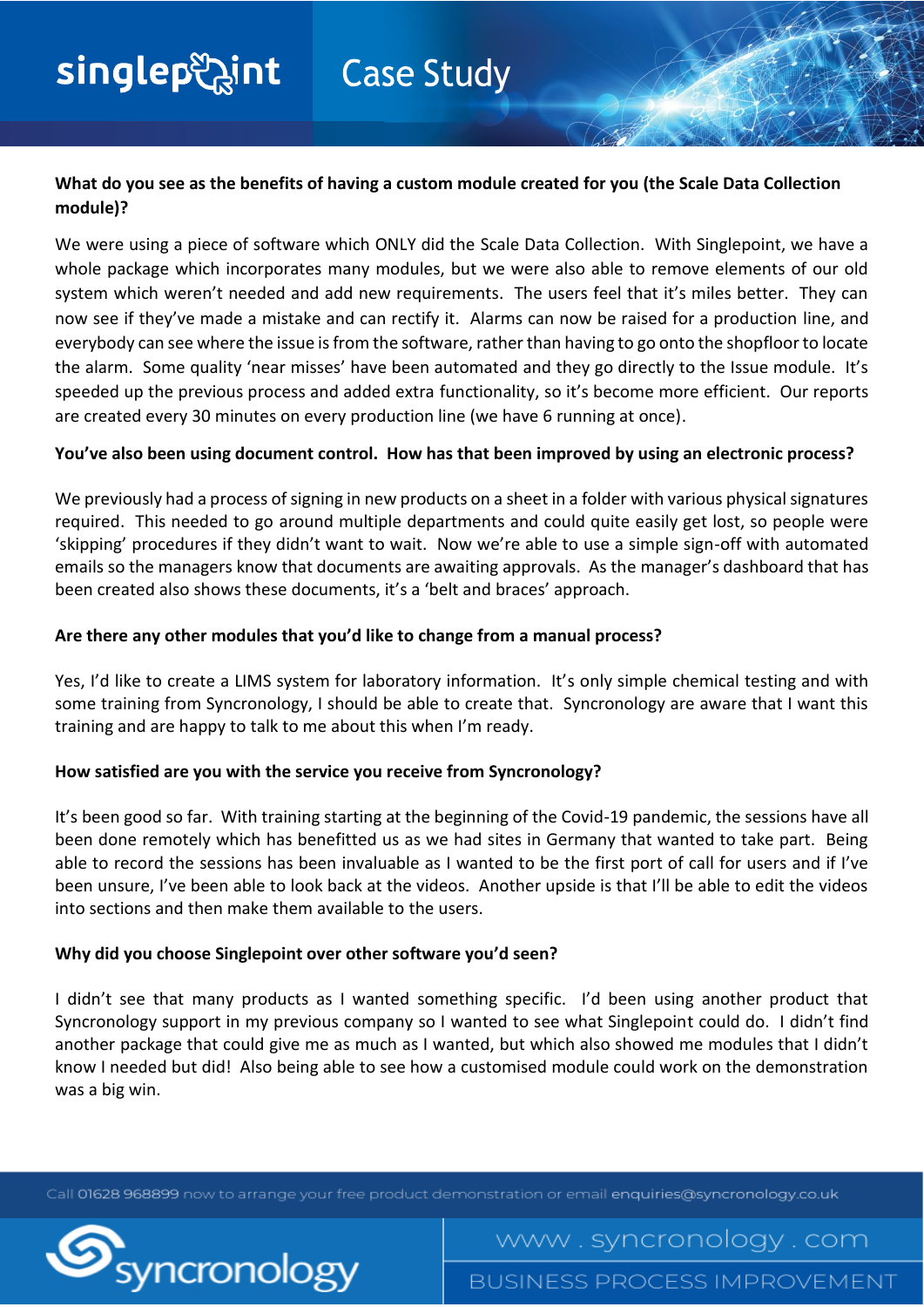**What do you see as the benefits of having a custom module created for you (the Scale Data Collection module)?**

We were using a piece of software which ONLY did the Scale Data Collection. With Singlepoint, we have a whole package which incorporates many modules, but we were also able to remove elements of our old system which weren't needed and add new requirements. The users feel that it's miles better. They can now see if they've made a mistake and can rectify it. Alarms can now be raised for a production line, and everybody can see where the issue is from the software, rather than having to go onto the shopfloor to locate the alarm. Some quality 'near misses' have been automated and they go directly to the Issue module. It's speeded up the previous process and added extra functionality, so it's become more efficient. Our reports are created every 30 minutes on every production line (we have 6 running at once).

**You've also been using document control. How has that been improved by using an electronic process?**

We previously had a process of signing in new products on a sheet in a folder with various physical signatures required. This needed to go around multiple departments and could quite easily get lost, so people were 'skipping' procedures if they didn't want to wait. Now we're able to use a simple sign-off with automated emails so the managers know that documents are awaiting approvals. As the manager's dashboard that has been created also shows these documents, it's a 'belt and braces' approach.

**Are there any other modules that you'd like to change from a manual process?**

Yes, I'd like to create a LIMS system for laboratory information. It's only simple chemical testing and with some training from Syncronology, I should be able to create that. Syncronology are aware that I want this training and are happy to talk to me about this when I'm ready.

**How satisfied are you with the service you receive from Syncronology?**

It's been good so far. With training starting at the beginning of the Covid-19 pandemic, the sessions have all been done remotely which has benefitted us as we had sites in Germany that wanted to take part. Being able to record the sessions has been invaluable as I wanted to be the first port of call for users and if I've been unsure, I've been able to look back at the videos. Another upside is that I'll be able to edit the videos into sections and then make them available to the users.

**Why did you choose Singlepoint over other software you'd seen?**

I didn't see that many products as I wanted something specific. I'd been using another product that Syncronology support in my previous company so I wanted to see what Singlepoint could do. I didn't find another package that could give me as much as I wanted, but which also showed me modules that I didn't know I needed but did! Also being able to see how a customised module could work on the demonstration was a big win.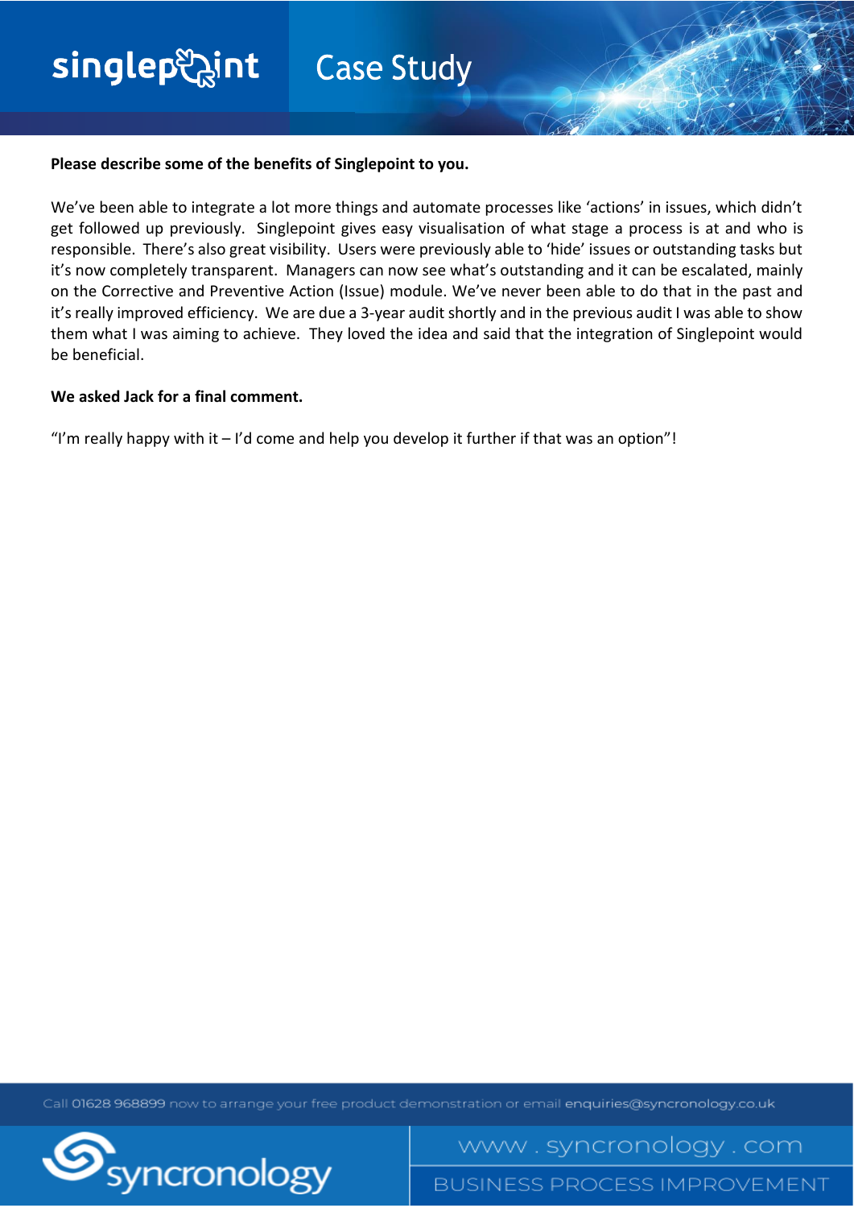**Please describe some of the benefits of Singlepoint to you.**

We've been able to integrate a lot more things and automate processes like 'actions' in issues, which didn't get followed up previously. Singlepoint gives easy visualisation of what stage a process is at and who is responsible. There's also great visibility. Users were previously able to 'hide' issues or outstanding tasks but it's now completely transparent. Managers can now see what's outstanding and it can be escalated, mainly on the Corrective and Preventive Action (Issue) module. We've never been able to do that in the past and it's really improved efficiency. We are due a 3-year audit shortly and in the previous audit I was able to show them what I was aiming to achieve. They loved the idea and said that the integration of Singlepoint would be beneficial.

**We asked Jack for a final comment.**

"I'm really happy with it – I'd come and help you develop it further if that was an option"!